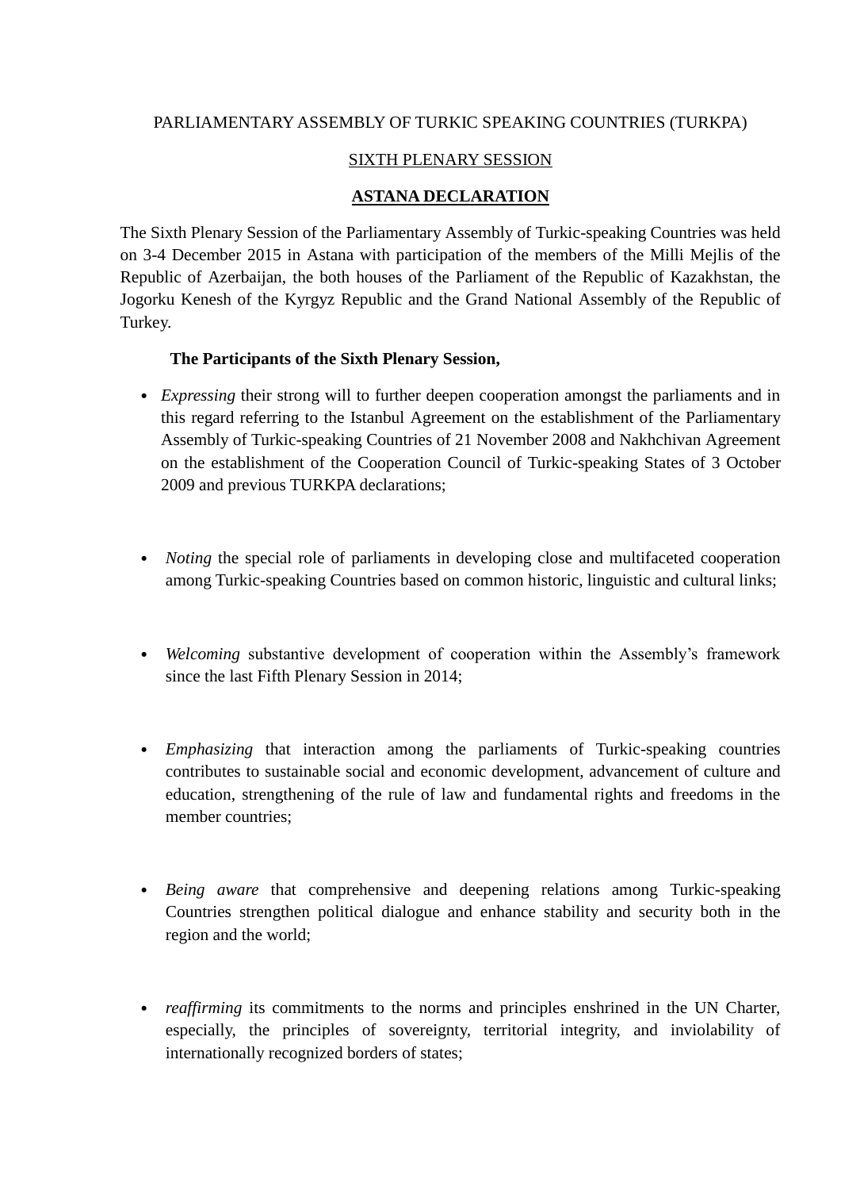PARLIAMENTARY ASSEMBLY OF TURKIC SPEAKING COUNTRIES (TURKPA)

SIXTH PLENARY SESSION

# ASTANA DECLARATION

The Sixth Plenary Session of the Parliamentary Assembly of Turkic-speaking Countries was held on 3-4 December 2015 in Astana with participation of the members of the Milli Mejlis of the Republic of Azerbaijan, the both houses of the Parliament of the Republic of Kazakhstan, the Jogorku Kenesh of the Kyrgyz Republic and the Grand National Assembly of the Republic of Turkey.

**The Participants of the Sixth Plenary Session,**

- *Expressing* their strong will to further deepen cooperation amongst the parliaments and in this regard referring to the Istanbul Agreement on the establishment of the Parliamentary Assembly of Turkic-speaking Countries of 21 November 2008 and Nakhchivan Agreement on the establishment of the Cooperation Council of Turkic-speaking States of 3 October 2009 and previous TURKPA declarations;

- *Noting* the special role of parliaments in developing close and multifaceted cooperation among Turkic-speaking Countries based on common historic, linguistic and cultural links;

- *Welcoming* substantive development of cooperation within the Assembly's framework since the last Fifth Plenary Session in 2014;

- *Emphasizing* that interaction among the parliaments of Turkic-speaking countries contributes to sustainable social and economic development, advancement of culture and education, strengthening of the rule of law and fundamental rights and freedoms in the member countries;

- *Being aware* that comprehensive and deepening relations among Turkic-speaking Countries strengthen political dialogue and enhance stability and security both in the region and the world;

- *reaffirming* its commitments to the norms and principles enshrined in the UN Charter, especially, the principles of sovereignty, territorial integrity, and inviolability of internationally recognized borders of states;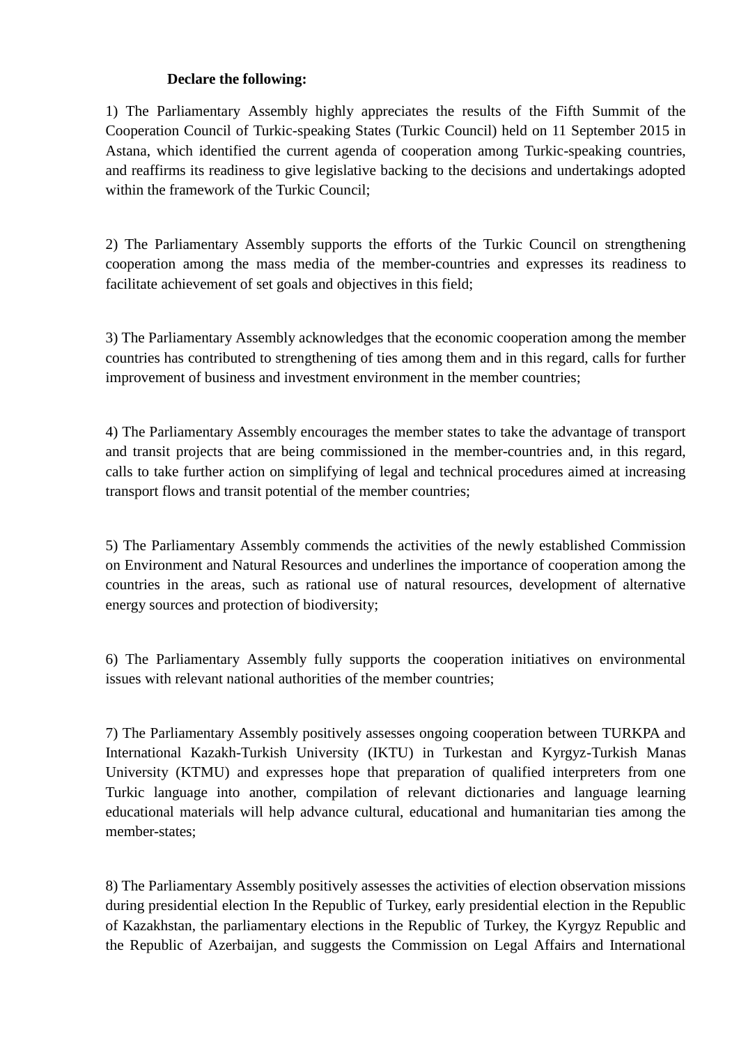**Declare the following:**

1) The Parliamentary Assembly highly appreciates the results of the Fifth Summit of the Cooperation Council of Turkic-speaking States (Turkic Council) held on 11 September 2015 in Astana, which identified the current agenda of cooperation among Turkic-speaking countries, and reaffirms its readiness to give legislative backing to the decisions and undertakings adopted within the framework of the Turkic Council;

2) The Parliamentary Assembly supports the efforts of the Turkic Council on strengthening cooperation among the mass media of the member-countries and expresses its readiness to facilitate achievement of set goals and objectives in this field;

3) The Parliamentary Assembly acknowledges that the economic cooperation among the member countries has contributed to strengthening of ties among them and in this regard, calls for further improvement of business and investment environment in the member countries;

4) The Parliamentary Assembly encourages the member states to take the advantage of transport and transit projects that are being commissioned in the member-countries and, in this regard, calls to take further action on simplifying of legal and technical procedures aimed at increasing transport flows and transit potential of the member countries;

5) The Parliamentary Assembly commends the activities of the newly established Commission on Environment and Natural Resources and underlines the importance of cooperation among the countries in the areas, such as rational use of natural resources, development of alternative energy sources and protection of biodiversity;

6) The Parliamentary Assembly fully supports the cooperation initiatives on environmental issues with relevant national authorities of the member countries;

7) The Parliamentary Assembly positively assesses ongoing cooperation between TURKPA and International Kazakh-Turkish University (IKTU) in Turkestan and Kyrgyz-Turkish Manas University (KTMU) and expresses hope that preparation of qualified interpreters from one Turkic language into another, compilation of relevant dictionaries and language learning educational materials will help advance cultural, educational and humanitarian ties among the member-states;

8) The Parliamentary Assembly positively assesses the activities of election observation missions during presidential election In the Republic of Turkey, early presidential election in the Republic of Kazakhstan, the parliamentary elections in the Republic of Turkey, the Kyrgyz Republic and the Republic of Azerbaijan, and suggests the Commission on Legal Affairs and International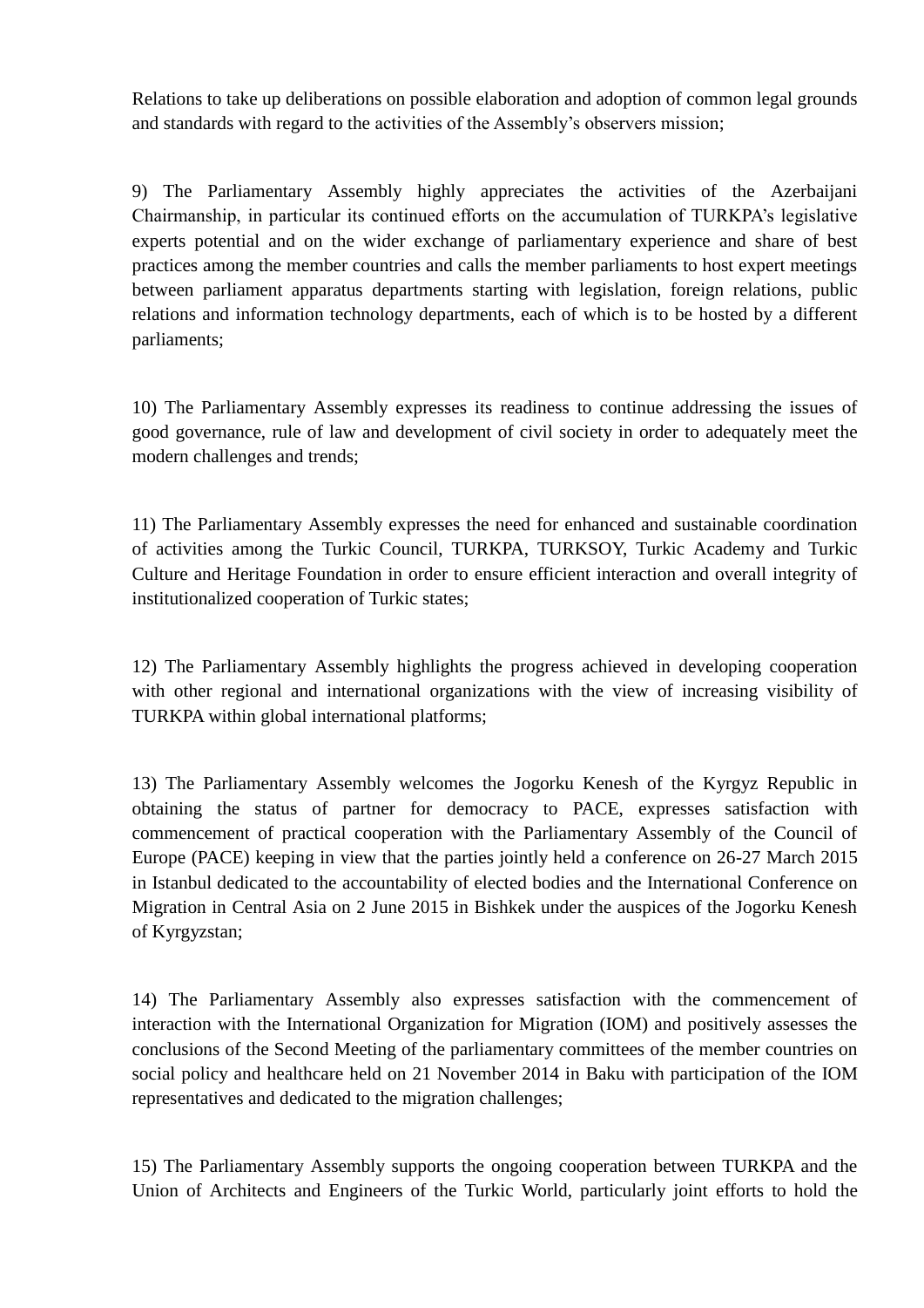Relations to take up deliberations on possible elaboration and adoption of common legal grounds and standards with regard to the activities of the Assembly's observers mission;

9) The Parliamentary Assembly highly appreciates the activities of the Azerbaijani Chairmanship, in particular its continued efforts on the accumulation of TURKPA's legislative experts potential and on the wider exchange of parliamentary experience and share of best practices among the member countries and calls the member parliaments to host expert meetings between parliament apparatus departments starting with legislation, foreign relations, public relations and information technology departments, each of which is to be hosted by a different parliaments;

10) The Parliamentary Assembly expresses its readiness to continue addressing the issues of good governance, rule of law and development of civil society in order to adequately meet the modern challenges and trends;

11) The Parliamentary Assembly expresses the need for enhanced and sustainable coordination of activities among the Turkic Council, TURKPA, TURKSOY, Turkic Academy and Turkic Culture and Heritage Foundation in order to ensure efficient interaction and overall integrity of institutionalized cooperation of Turkic states;

12) The Parliamentary Assembly highlights the progress achieved in developing cooperation with other regional and international organizations with the view of increasing visibility of TURKPA within global international platforms;

13) The Parliamentary Assembly welcomes the Jogorku Kenesh of the Kyrgyz Republic in obtaining the status of partner for democracy to PACE, expresses satisfaction with commencement of practical cooperation with the Parliamentary Assembly of the Council of Europe (PACE) keeping in view that the parties jointly held a conference on 26-27 March 2015 in Istanbul dedicated to the accountability of elected bodies and the International Conference on Migration in Central Asia on 2 June 2015 in Bishkek under the auspices of the Jogorku Kenesh of Kyrgyzstan;

14) The Parliamentary Assembly also expresses satisfaction with the commencement of interaction with the International Organization for Migration (IOM) and positively assesses the conclusions of the Second Meeting of the parliamentary committees of the member countries on social policy and healthcare held on 21 November 2014 in Baku with participation of the IOM representatives and dedicated to the migration challenges;

15) The Parliamentary Assembly supports the ongoing cooperation between TURKPA and the Union of Architects and Engineers of the Turkic World, particularly joint efforts to hold the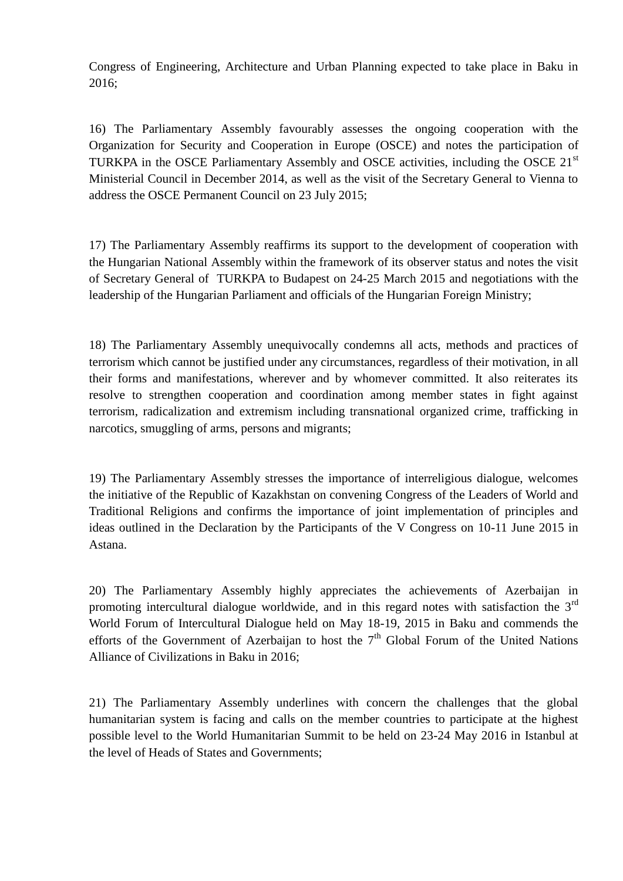Congress of Engineering, Architecture and Urban Planning expected to take place in Baku in 2016;

16) The Parliamentary Assembly favourably assesses the ongoing cooperation with the Organization for Security and Cooperation in Europe (OSCE) and notes the participation of TURKPA in the OSCE Parliamentary Assembly and OSCE activities, including the OSCE 21st Ministerial Council in December 2014, as well as the visit of the Secretary General to Vienna to address the OSCE Permanent Council on 23 July 2015;

17) The Parliamentary Assembly reaffirms its support to the development of cooperation with the Hungarian National Assembly within the framework of its observer status and notes the visit of Secretary General of TURKPA to Budapest on 24-25 March 2015 and negotiations with the leadership of the Hungarian Parliament and officials of the Hungarian Foreign Ministry;

18) The Parliamentary Assembly unequivocally condemns all acts, methods and practices of terrorism which cannot be justified under any circumstances, regardless of their motivation, in all their forms and manifestations, wherever and by whomever committed. It also reiterates its resolve to strengthen cooperation and coordination among member states in fight against terrorism, radicalization and extremism including transnational organized crime, trafficking in narcotics, smuggling of arms, persons and migrants;

19) The Parliamentary Assembly stresses the importance of interreligious dialogue, welcomes the initiative of the Republic of Kazakhstan on convening Congress of the Leaders of World and Traditional Religions and confirms the importance of joint implementation of principles and ideas outlined in the Declaration by the Participants of the V Congress on 10-11 June 2015 in Astana.

20) The Parliamentary Assembly highly appreciates the achievements of Azerbaijan in promoting intercultural dialogue worldwide, and in this regard notes with satisfaction the 3rd World Forum of Intercultural Dialogue held on May 18-19, 2015 in Baku and commends the efforts of the Government of Azerbaijan to host the 7th Global Forum of the United Nations Alliance of Civilizations in Baku in 2016;

21) The Parliamentary Assembly underlines with concern the challenges that the global humanitarian system is facing and calls on the member countries to participate at the highest possible level to the World Humanitarian Summit to be held on 23-24 May 2016 in Istanbul at the level of Heads of States and Governments;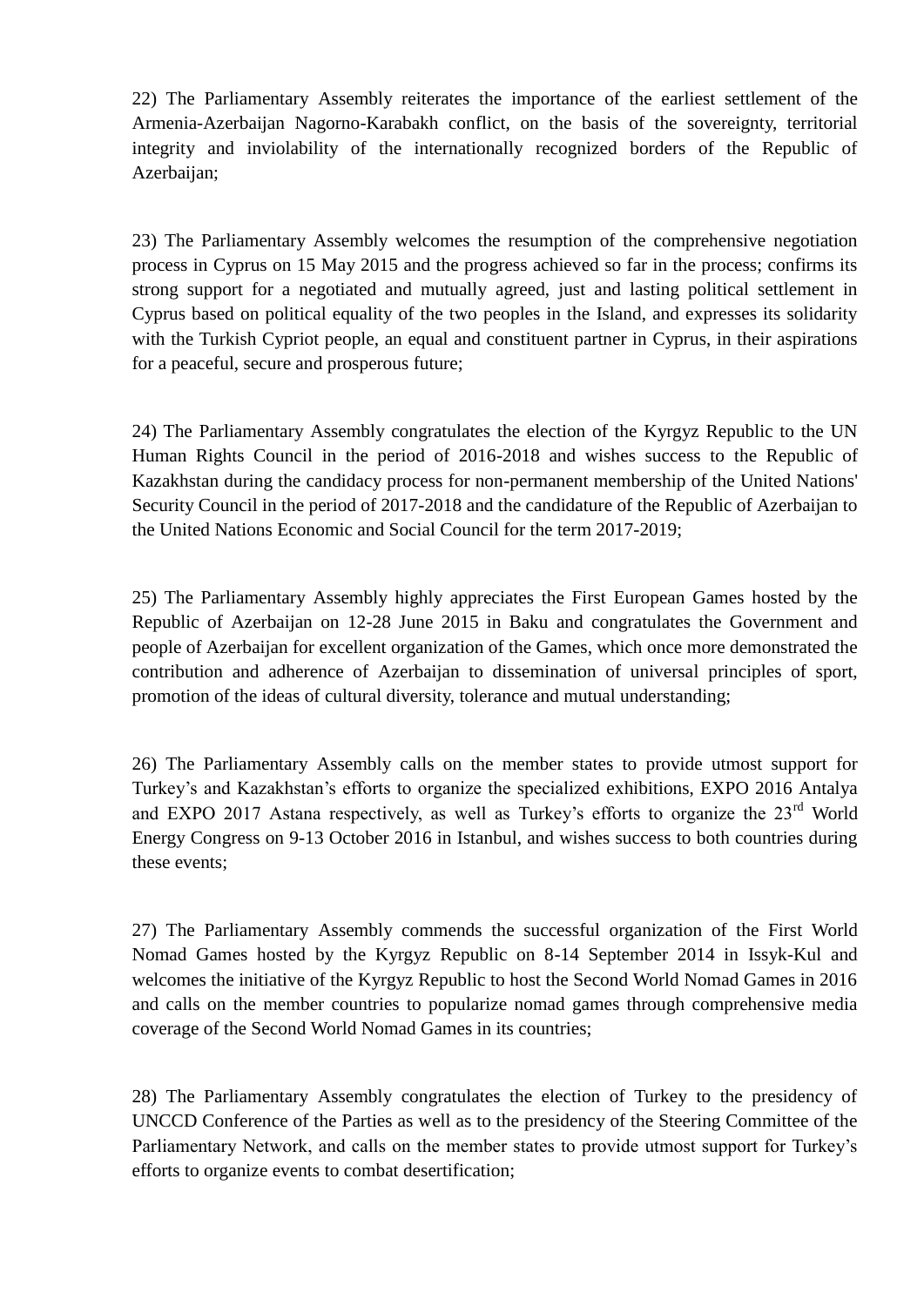22) The Parliamentary Assembly reiterates the importance of the earliest settlement of the Armenia-Azerbaijan Nagorno-Karabakh conflict, on the basis of the sovereignty, territorial integrity and inviolability of the internationally recognized borders of the Republic of Azerbaijan;

23) The Parliamentary Assembly welcomes the resumption of the comprehensive negotiation process in Cyprus on 15 May 2015 and the progress achieved so far in the process; confirms its strong support for a negotiated and mutually agreed, just and lasting political settlement in Cyprus based on political equality of the two peoples in the Island, and expresses its solidarity with the Turkish Cypriot people, an equal and constituent partner in Cyprus, in their aspirations for a peaceful, secure and prosperous future;

24) The Parliamentary Assembly congratulates the election of the Kyrgyz Republic to the UN Human Rights Council in the period of 2016-2018 and wishes success to the Republic of Kazakhstan during the candidacy process for non-permanent membership of the United Nations' Security Council in the period of 2017-2018 and the candidature of the Republic of Azerbaijan to the United Nations Economic and Social Council for the term 2017-2019;

25) The Parliamentary Assembly highly appreciates the First European Games hosted by the Republic of Azerbaijan on 12-28 June 2015 in Baku and congratulates the Government and people of Azerbaijan for excellent organization of the Games, which once more demonstrated the contribution and adherence of Azerbaijan to dissemination of universal principles of sport, promotion of the ideas of cultural diversity, tolerance and mutual understanding;

26) The Parliamentary Assembly calls on the member states to provide utmost support for Turkey's and Kazakhstan's efforts to organize the specialized exhibitions, EXPO 2016 Antalya and EXPO 2017 Astana respectively, as well as Turkey's efforts to organize the 23rd World Energy Congress on 9-13 October 2016 in Istanbul, and wishes success to both countries during these events;

27) The Parliamentary Assembly commends the successful organization of the First World Nomad Games hosted by the Kyrgyz Republic on 8-14 September 2014 in Issyk-Kul and welcomes the initiative of the Kyrgyz Republic to host the Second World Nomad Games in 2016 and calls on the member countries to popularize nomad games through comprehensive media coverage of the Second World Nomad Games in its countries;

28) The Parliamentary Assembly congratulates the election of Turkey to the presidency of UNCCD Conference of the Parties as well as to the presidency of the Steering Committee of the Parliamentary Network, and calls on the member states to provide utmost support for Turkey's efforts to organize events to combat desertification;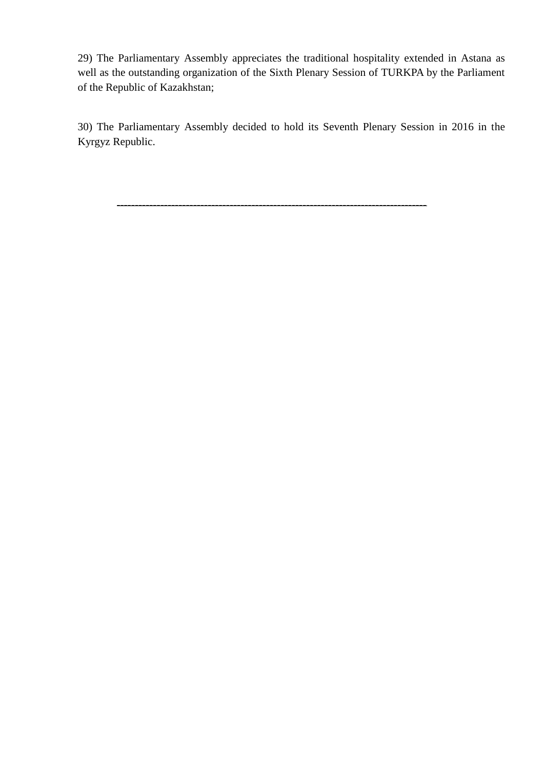29) The Parliamentary Assembly appreciates the traditional hospitality extended in Astana as well as the outstanding organization of the Sixth Plenary Session of TURKPA by the Parliament of the Republic of Kazakhstan;

30) The Parliamentary Assembly decided to hold its Seventh Plenary Session in 2016 in the Kyrgyz Republic.

---